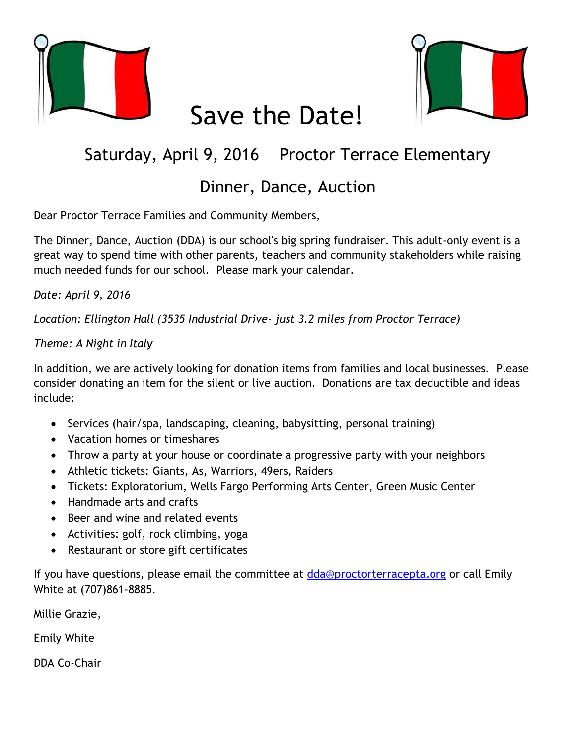# Save the Date!

## Saturday, April 9, 2016    Proctor Terrace Elementary

## Dinner, Dance, Auction

Dear Proctor Terrace Families and Community Members,

The Dinner, Dance, Auction (DDA) is our school's big spring fundraiser. This adult-only event is a great way to spend time with other parents, teachers and community stakeholders while raising much needed funds for our school. Please mark your calendar.

*Date: April 9, 2016*

*Location: Ellington Hall (3535 Industrial Drive- just 3.2 miles from Proctor Terrace)*

*Theme: A Night in Italy*

In addition, we are actively looking for donation items from families and local businesses. Please consider donating an item for the silent or live auction. Donations are tax deductible and ideas include:

- Services (hair/spa, landscaping, cleaning, babysitting, personal training)
- Vacation homes or timeshares
- Throw a party at your house or coordinate a progressive party with your neighbors
- Athletic tickets: Giants, As, Warriors, 49ers, Raiders
- Tickets: Exploratorium, Wells Fargo Performing Arts Center, Green Music Center
- Handmade arts and crafts
- Beer and wine and related events
- Activities: golf, rock climbing, yoga
- Restaurant or store gift certificates

If you have questions, please email the committee at dda@proctorterracepta.org or call Emily White at (707)861-8885.

Millie Grazie,

Emily White

DDA Co-Chair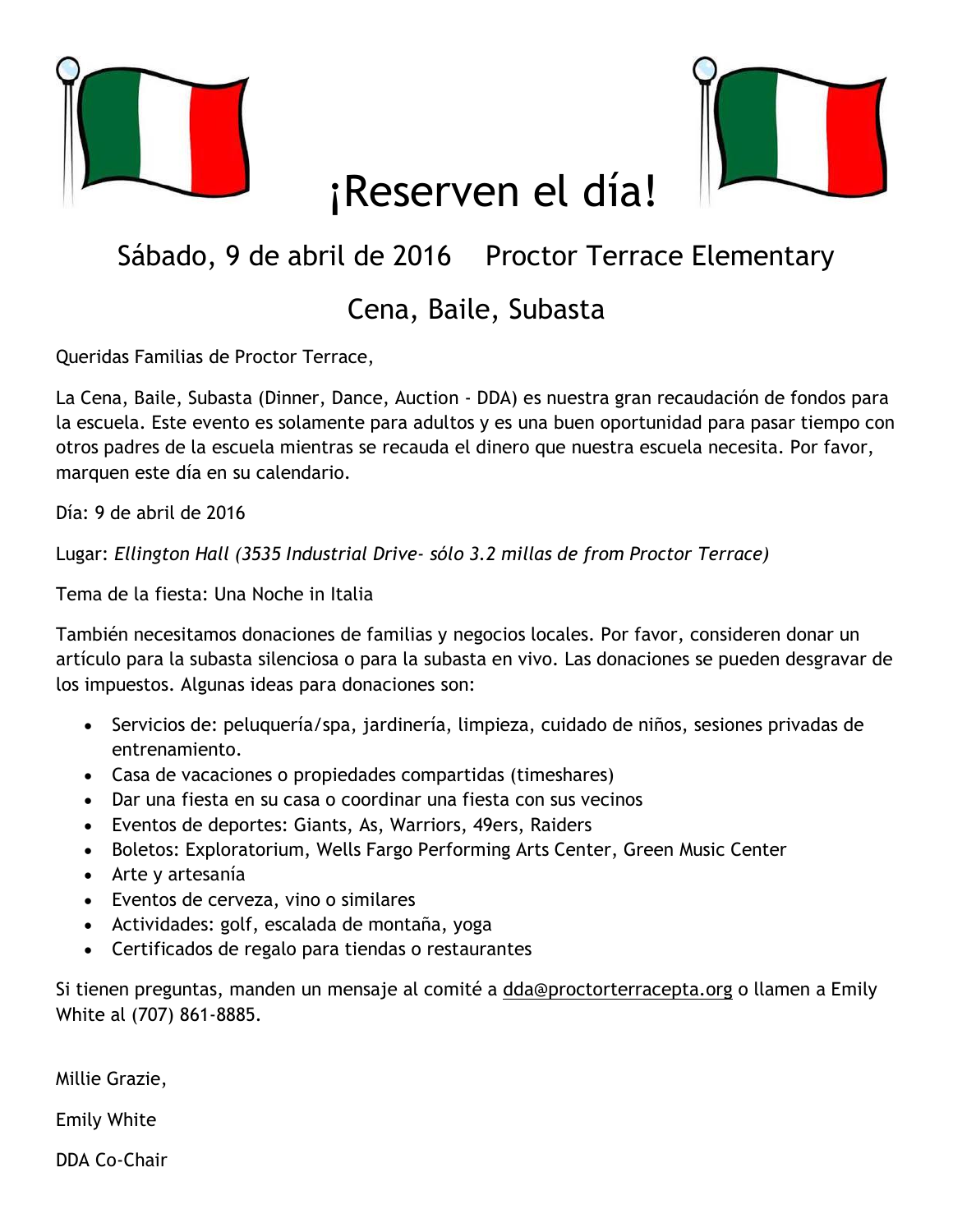# ¡Reserven el día!

## Sábado, 9 de abril de 2016 Proctor Terrace Elementary

## Cena, Baile, Subasta

Queridas Familias de Proctor Terrace,

La Cena, Baile, Subasta (Dinner, Dance, Auction - DDA) es nuestra gran recaudación de fondos para la escuela. Este evento es solamente para adultos y es una buen oportunidad para pasar tiempo con otros padres de la escuela mientras se recauda el dinero que nuestra escuela necesita. Por favor, marquen este día en su calendario.

Día: 9 de abril de 2016

Lugar: *Ellington Hall (3535 Industrial Drive- sólo 3.2 millas de from Proctor Terrace)*

Tema de la fiesta: Una Noche in Italia

También necesitamos donaciones de familias y negocios locales. Por favor, consideren donar un artículo para la subasta silenciosa o para la subasta en vivo. Las donaciones se pueden desgravar de los impuestos. Algunas ideas para donaciones son:

- Servicios de: peluquería/spa, jardinería, limpieza, cuidado de niños, sesiones privadas de entrenamiento.
- Casa de vacaciones o propiedades compartidas (timeshares)
- Dar una fiesta en su casa o coordinar una fiesta con sus vecinos
- Eventos de deportes: Giants, As, Warriors, 49ers, Raiders
- Boletos: Exploratorium, Wells Fargo Performing Arts Center, Green Music Center
- Arte y artesanía
- Eventos de cerveza, vino o similares
- Actividades: golf, escalada de montaña, yoga
- Certificados de regalo para tiendas o restaurantes

Si tienen preguntas, manden un mensaje al comité a dda@proctorterracepta.org o llamen a Emily White al (707) 861-8885.

Millie Grazie,

Emily White

DDA Co-Chair